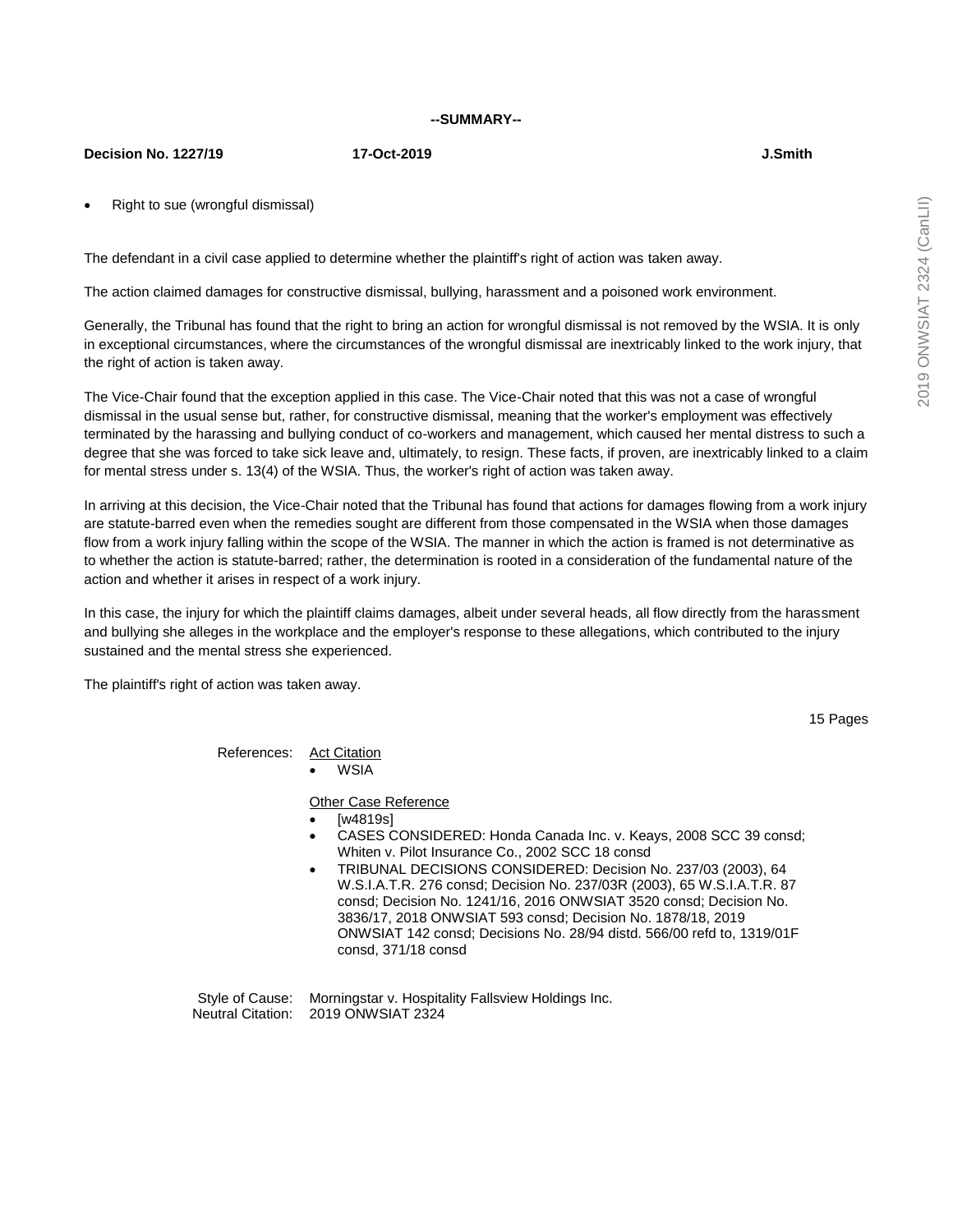**--SUMMARY--**

**Decision No. 1227/19** **17-Oct-2019** **J.Smith**

- Right to sue (wrongful dismissal)

The defendant in a civil case applied to determine whether the plaintiff's right of action was taken away.

The action claimed damages for constructive dismissal, bullying, harassment and a poisoned work environment.

Generally, the Tribunal has found that the right to bring an action for wrongful dismissal is not removed by the WSIA. It is only in exceptional circumstances, where the circumstances of the wrongful dismissal are inextricably linked to the work injury, that the right of action is taken away.

The Vice-Chair found that the exception applied in this case. The Vice-Chair noted that this was not a case of wrongful dismissal in the usual sense but, rather, for constructive dismissal, meaning that the worker's employment was effectively terminated by the harassing and bullying conduct of co-workers and management, which caused her mental distress to such a degree that she was forced to take sick leave and, ultimately, to resign. These facts, if proven, are inextricably linked to a claim for mental stress under s. 13(4) of the WSIA. Thus, the worker's right of action was taken away.

In arriving at this decision, the Vice-Chair noted that the Tribunal has found that actions for damages flowing from a work injury are statute-barred even when the remedies sought are different from those compensated in the WSIA when those damages flow from a work injury falling within the scope of the WSIA. The manner in which the action is framed is not determinative as to whether the action is statute-barred; rather, the determination is rooted in a consideration of the fundamental nature of the action and whether it arises in respect of a work injury.

In this case, the injury for which the plaintiff claims damages, albeit under several heads, all flow directly from the harassment and bullying she alleges in the workplace and the employer's response to these allegations, which contributed to the injury sustained and the mental stress she experienced.

The plaintiff's right of action was taken away.

15 Pages

References: Act Citation

- WSIA

Other Case Reference

- [w4819s]
- CASES CONSIDERED: Honda Canada Inc. v. Keays, 2008 SCC 39 consd; Whiten v. Pilot Insurance Co., 2002 SCC 18 consd
- TRIBUNAL DECISIONS CONSIDERED: Decision No. 237/03 (2003), 64 W.S.I.A.T.R. 276 consd; Decision No. 237/03R (2003), 65 W.S.I.A.T.R. 87 consd; Decision No. 1241/16, 2016 ONWSIAT 3520 consd; Decision No. 3836/17, 2018 ONWSIAT 593 consd; Decision No. 1878/18, 2019 ONWSIAT 142 consd; Decisions No. 28/94 distd. 566/00 refd to, 1319/01F consd, 371/18 consd

Style of Cause: Morningstar v. Hospitality Fallsview Holdings Inc.
Neutral Citation: 2019 ONWSIAT 2324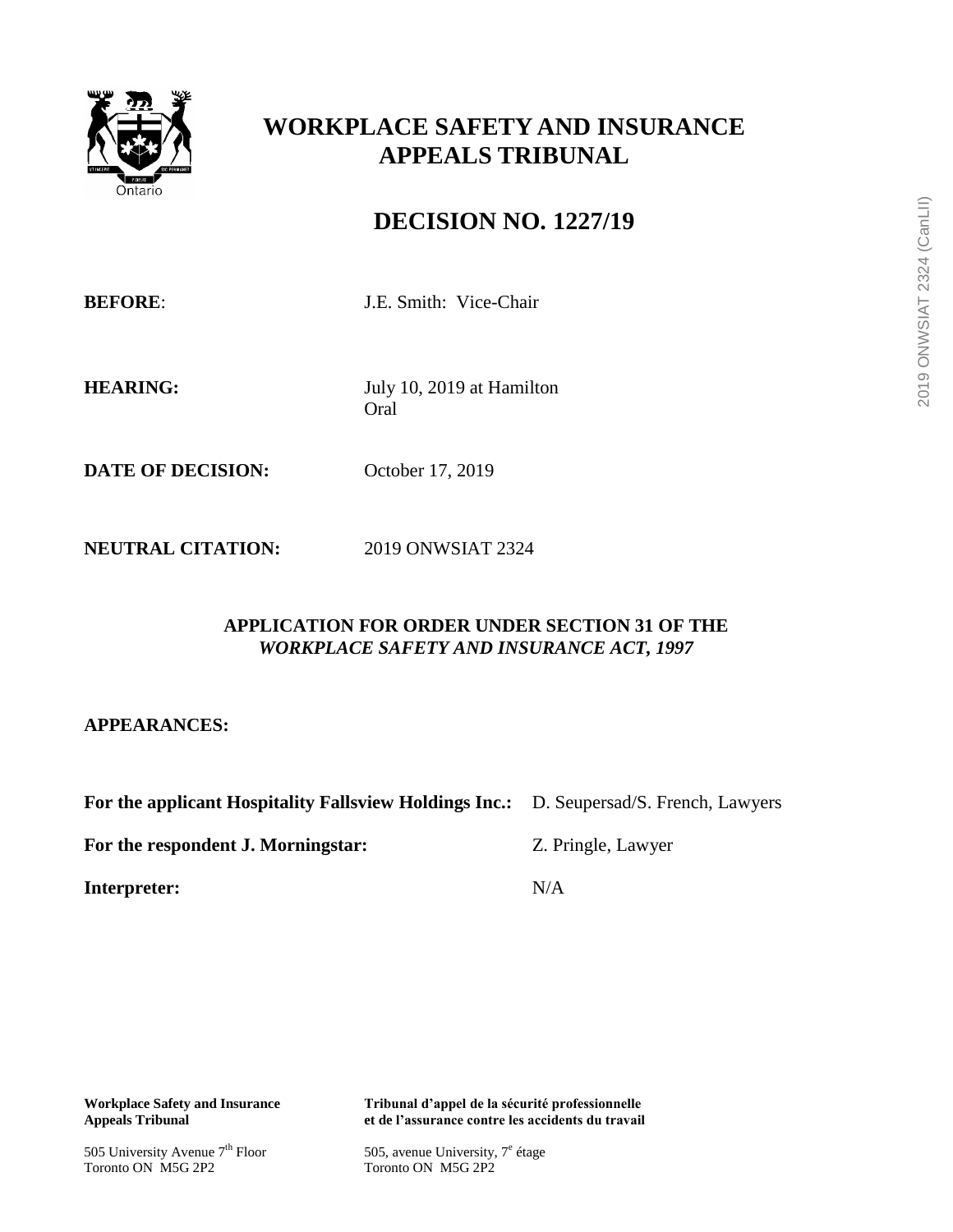# WORKPLACE SAFETY AND INSURANCE APPEALS TRIBUNAL

## DECISION NO. 1227/19

**BEFORE**: J.E. Smith: Vice-Chair

**HEARING:** July 10, 2019 at Hamilton
Oral

**DATE OF DECISION:** October 17, 2019

**NEUTRAL CITATION:** 2019 ONWSIAT 2324

**APPLICATION FOR ORDER UNDER SECTION 31 OF THE *WORKPLACE SAFETY AND INSURANCE ACT, 1997***

**APPEARANCES:**

| | |
|---|---|
| **For the applicant Hospitality Fallsview Holdings Inc.:** | D. Seupersad/S. French, Lawyers |
| **For the respondent J. Morningstar:** | Z. Pringle, Lawyer |
| **Interpreter:** | N/A |

**Workplace Safety and Insurance Appeals Tribunal**
505 University Avenue 7th Floor
Toronto ON M5G 2P2

**Tribunal d'appel de la sécurité professionnelle et de l'assurance contre les accidents du travail**
505, avenue University, 7e étage
Toronto ON M5G 2P2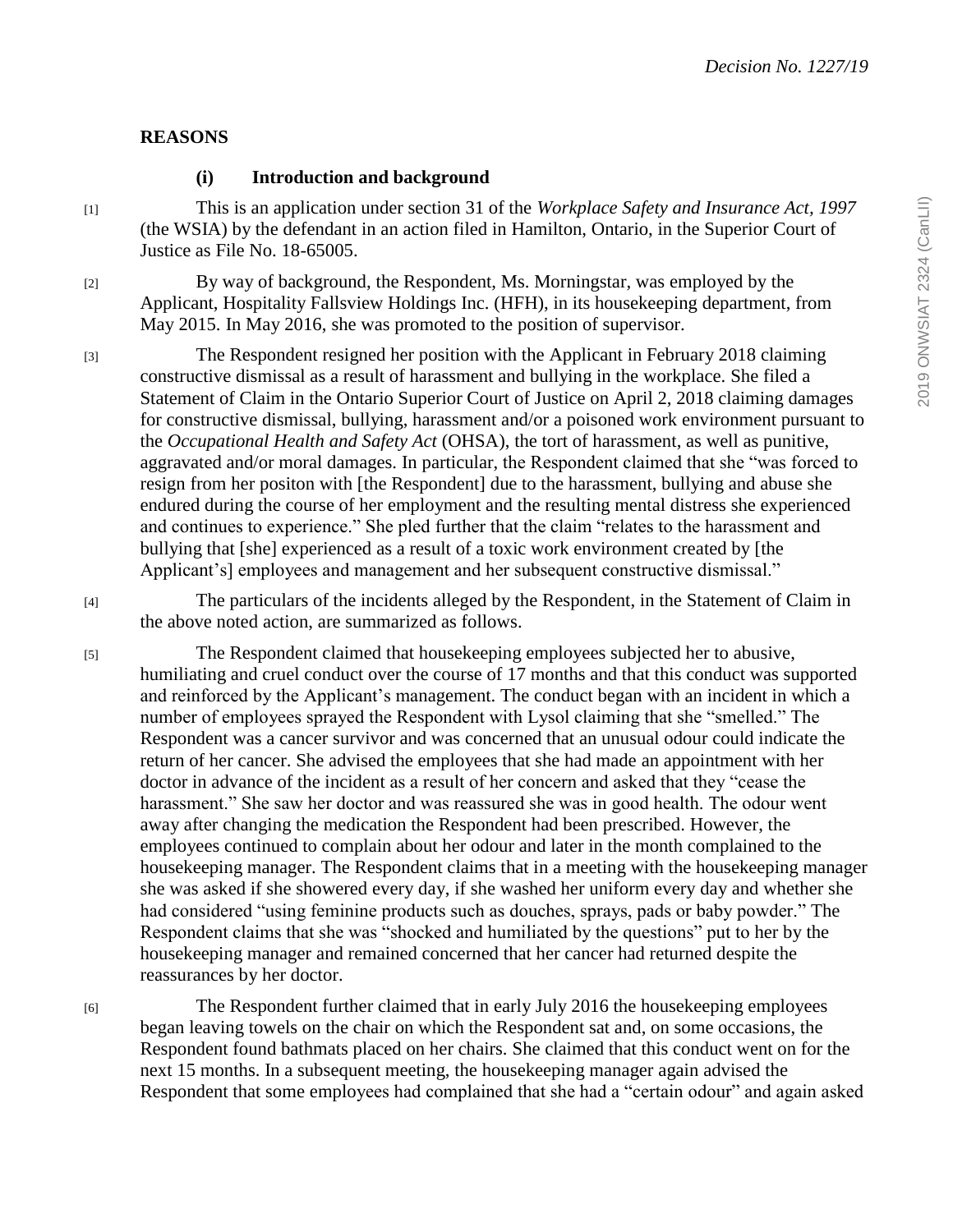## REASONS

### (i) Introduction and background

[1] This is an application under section 31 of the *Workplace Safety and Insurance Act, 1997* (the WSIA) by the defendant in an action filed in Hamilton, Ontario, in the Superior Court of Justice as File No. 18-65005.

[2] By way of background, the Respondent, Ms. Morningstar, was employed by the Applicant, Hospitality Fallsview Holdings Inc. (HFH), in its housekeeping department, from May 2015. In May 2016, she was promoted to the position of supervisor.

[3] The Respondent resigned her position with the Applicant in February 2018 claiming constructive dismissal as a result of harassment and bullying in the workplace. She filed a Statement of Claim in the Ontario Superior Court of Justice on April 2, 2018 claiming damages for constructive dismissal, bullying, harassment and/or a poisoned work environment pursuant to the *Occupational Health and Safety Act* (OHSA), the tort of harassment, as well as punitive, aggravated and/or moral damages. In particular, the Respondent claimed that she "was forced to resign from her positon with [the Respondent] due to the harassment, bullying and abuse she endured during the course of her employment and the resulting mental distress she experienced and continues to experience." She pled further that the claim "relates to the harassment and bullying that [she] experienced as a result of a toxic work environment created by [the Applicant's] employees and management and her subsequent constructive dismissal."

[4] The particulars of the incidents alleged by the Respondent, in the Statement of Claim in the above noted action, are summarized as follows.

[5] The Respondent claimed that housekeeping employees subjected her to abusive, humiliating and cruel conduct over the course of 17 months and that this conduct was supported and reinforced by the Applicant's management. The conduct began with an incident in which a number of employees sprayed the Respondent with Lysol claiming that she "smelled." The Respondent was a cancer survivor and was concerned that an unusual odour could indicate the return of her cancer. She advised the employees that she had made an appointment with her doctor in advance of the incident as a result of her concern and asked that they "cease the harassment." She saw her doctor and was reassured she was in good health. The odour went away after changing the medication the Respondent had been prescribed. However, the employees continued to complain about her odour and later in the month complained to the housekeeping manager. The Respondent claims that in a meeting with the housekeeping manager she was asked if she showered every day, if she washed her uniform every day and whether she had considered "using feminine products such as douches, sprays, pads or baby powder." The Respondent claims that she was "shocked and humiliated by the questions" put to her by the housekeeping manager and remained concerned that her cancer had returned despite the reassurances by her doctor.

[6] The Respondent further claimed that in early July 2016 the housekeeping employees began leaving towels on the chair on which the Respondent sat and, on some occasions, the Respondent found bathmats placed on her chairs. She claimed that this conduct went on for the next 15 months. In a subsequent meeting, the housekeeping manager again advised the Respondent that some employees had complained that she had a "certain odour" and again asked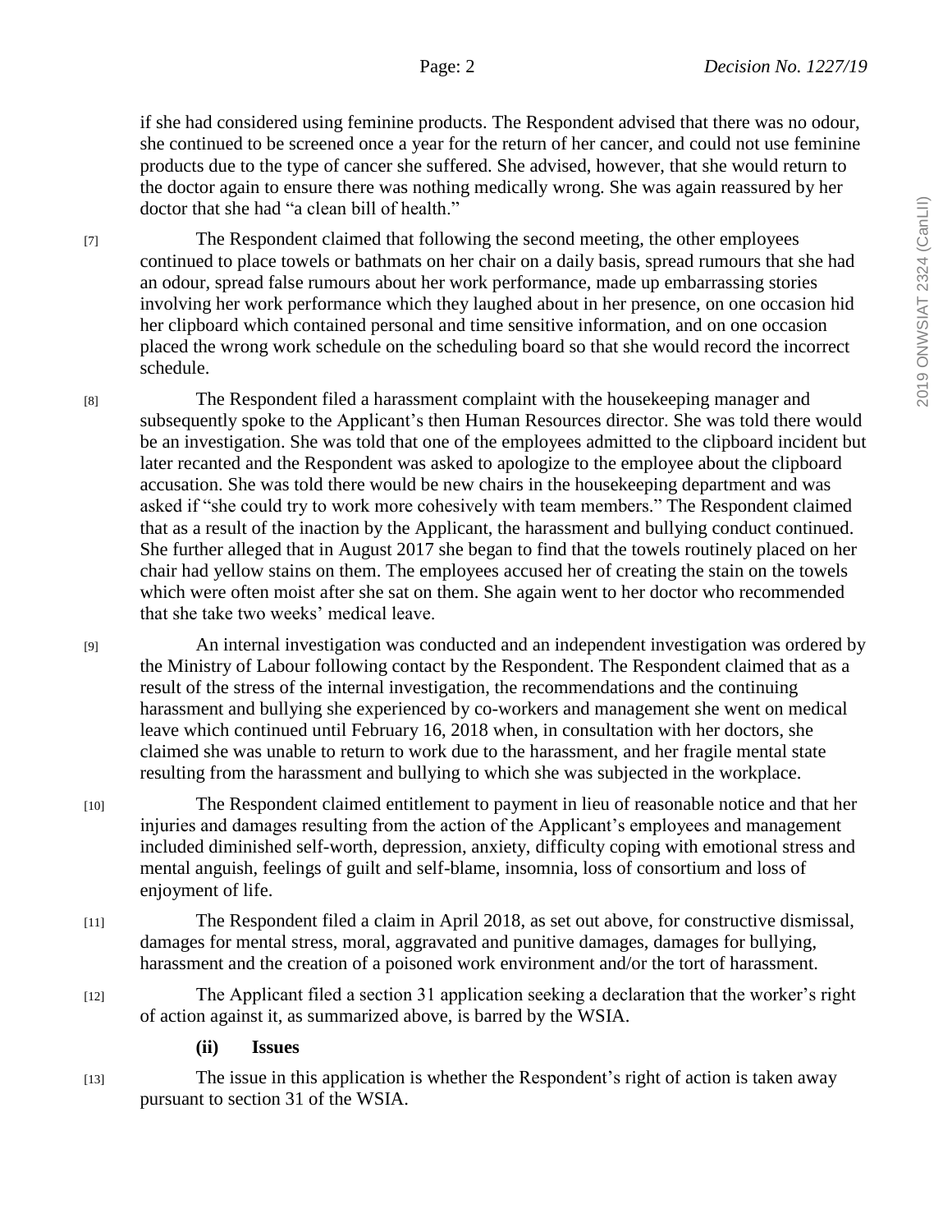if she had considered using feminine products. The Respondent advised that there was no odour, she continued to be screened once a year for the return of her cancer, and could not use feminine products due to the type of cancer she suffered. She advised, however, that she would return to the doctor again to ensure there was nothing medically wrong. She was again reassured by her doctor that she had "a clean bill of health."

[7] The Respondent claimed that following the second meeting, the other employees continued to place towels or bathmats on her chair on a daily basis, spread rumours that she had an odour, spread false rumours about her work performance, made up embarrassing stories involving her work performance which they laughed about in her presence, on one occasion hid her clipboard which contained personal and time sensitive information, and on one occasion placed the wrong work schedule on the scheduling board so that she would record the incorrect schedule.

[8] The Respondent filed a harassment complaint with the housekeeping manager and subsequently spoke to the Applicant's then Human Resources director. She was told there would be an investigation. She was told that one of the employees admitted to the clipboard incident but later recanted and the Respondent was asked to apologize to the employee about the clipboard accusation. She was told there would be new chairs in the housekeeping department and was asked if "she could try to work more cohesively with team members." The Respondent claimed that as a result of the inaction by the Applicant, the harassment and bullying conduct continued. She further alleged that in August 2017 she began to find that the towels routinely placed on her chair had yellow stains on them. The employees accused her of creating the stain on the towels which were often moist after she sat on them. She again went to her doctor who recommended that she take two weeks' medical leave.

[9] An internal investigation was conducted and an independent investigation was ordered by the Ministry of Labour following contact by the Respondent. The Respondent claimed that as a result of the stress of the internal investigation, the recommendations and the continuing harassment and bullying she experienced by co-workers and management she went on medical leave which continued until February 16, 2018 when, in consultation with her doctors, she claimed she was unable to return to work due to the harassment, and her fragile mental state resulting from the harassment and bullying to which she was subjected in the workplace.

[10] The Respondent claimed entitlement to payment in lieu of reasonable notice and that her injuries and damages resulting from the action of the Applicant's employees and management included diminished self-worth, depression, anxiety, difficulty coping with emotional stress and mental anguish, feelings of guilt and self-blame, insomnia, loss of consortium and loss of enjoyment of life.

[11] The Respondent filed a claim in April 2018, as set out above, for constructive dismissal, damages for mental stress, moral, aggravated and punitive damages, damages for bullying, harassment and the creation of a poisoned work environment and/or the tort of harassment.

[12] The Applicant filed a section 31 application seeking a declaration that the worker's right of action against it, as summarized above, is barred by the WSIA.

### (ii) Issues

[13] The issue in this application is whether the Respondent's right of action is taken away pursuant to section 31 of the WSIA.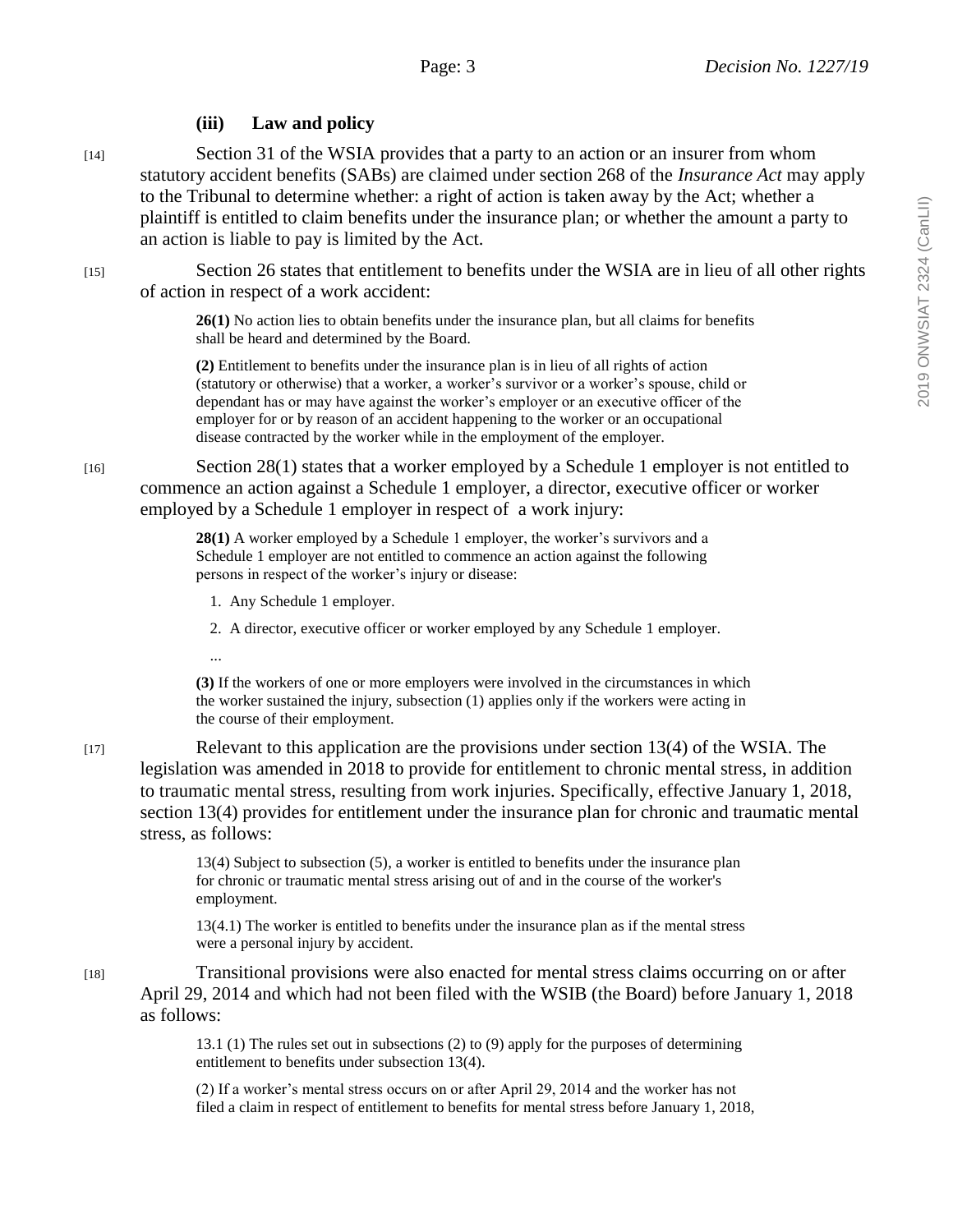### (iii) Law and policy

[14] Section 31 of the WSIA provides that a party to an action or an insurer from whom statutory accident benefits (SABs) are claimed under section 268 of the *Insurance Act* may apply to the Tribunal to determine whether: a right of action is taken away by the Act; whether a plaintiff is entitled to claim benefits under the insurance plan; or whether the amount a party to an action is liable to pay is limited by the Act.

[15] Section 26 states that entitlement to benefits under the WSIA are in lieu of all other rights of action in respect of a work accident:

> **26(1)** No action lies to obtain benefits under the insurance plan, but all claims for benefits shall be heard and determined by the Board.
>
> **(2)** Entitlement to benefits under the insurance plan is in lieu of all rights of action (statutory or otherwise) that a worker, a worker's survivor or a worker's spouse, child or dependant has or may have against the worker's employer or an executive officer of the employer for or by reason of an accident happening to the worker or an occupational disease contracted by the worker while in the employment of the employer.

[16] Section 28(1) states that a worker employed by a Schedule 1 employer is not entitled to commence an action against a Schedule 1 employer, a director, executive officer or worker employed by a Schedule 1 employer in respect of a work injury:

> **28(1)** A worker employed by a Schedule 1 employer, the worker's survivors and a Schedule 1 employer are not entitled to commence an action against the following persons in respect of the worker's injury or disease:
>
> 1. Any Schedule 1 employer.
> 2. A director, executive officer or worker employed by any Schedule 1 employer.
>
> ...
>
> **(3)** If the workers of one or more employers were involved in the circumstances in which the worker sustained the injury, subsection (1) applies only if the workers were acting in the course of their employment.

[17] Relevant to this application are the provisions under section 13(4) of the WSIA. The legislation was amended in 2018 to provide for entitlement to chronic mental stress, in addition to traumatic mental stress, resulting from work injuries. Specifically, effective January 1, 2018, section 13(4) provides for entitlement under the insurance plan for chronic and traumatic mental stress, as follows:

> 13(4) Subject to subsection (5), a worker is entitled to benefits under the insurance plan for chronic or traumatic mental stress arising out of and in the course of the worker's employment.
>
> 13(4.1) The worker is entitled to benefits under the insurance plan as if the mental stress were a personal injury by accident.

[18] Transitional provisions were also enacted for mental stress claims occurring on or after April 29, 2014 and which had not been filed with the WSIB (the Board) before January 1, 2018 as follows:

> 13.1 (1) The rules set out in subsections (2) to (9) apply for the purposes of determining entitlement to benefits under subsection 13(4).
>
> (2) If a worker's mental stress occurs on or after April 29, 2014 and the worker has not filed a claim in respect of entitlement to benefits for mental stress before January 1, 2018,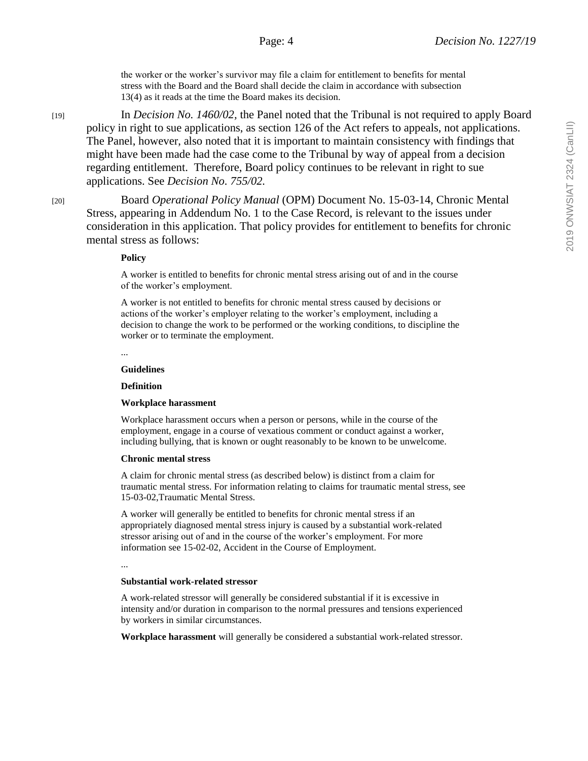the worker or the worker's survivor may file a claim for entitlement to benefits for mental stress with the Board and the Board shall decide the claim in accordance with subsection 13(4) as it reads at the time the Board makes its decision.

[19] In *Decision No. 1460/02,* the Panel noted that the Tribunal is not required to apply Board policy in right to sue applications, as section 126 of the Act refers to appeals, not applications. The Panel, however, also noted that it is important to maintain consistency with findings that might have been made had the case come to the Tribunal by way of appeal from a decision regarding entitlement. Therefore, Board policy continues to be relevant in right to sue applications. See *Decision No. 755/02.*

[20] Board *Operational Policy Manual* (OPM) Document No. 15-03-14, Chronic Mental Stress, appearing in Addendum No. 1 to the Case Record, is relevant to the issues under consideration in this application. That policy provides for entitlement to benefits for chronic mental stress as follows:

> **Policy**
>
> A worker is entitled to benefits for chronic mental stress arising out of and in the course of the worker's employment.
>
> A worker is not entitled to benefits for chronic mental stress caused by decisions or actions of the worker's employer relating to the worker's employment, including a decision to change the work to be performed or the working conditions, to discipline the worker or to terminate the employment.
>
> ...
>
> **Guidelines**
>
> **Definition**
>
> **Workplace harassment**
>
> Workplace harassment occurs when a person or persons, while in the course of the employment, engage in a course of vexatious comment or conduct against a worker, including bullying, that is known or ought reasonably to be known to be unwelcome.
>
> **Chronic mental stress**
>
> A claim for chronic mental stress (as described below) is distinct from a claim for traumatic mental stress. For information relating to claims for traumatic mental stress, see 15-03-02,Traumatic Mental Stress.
>
> A worker will generally be entitled to benefits for chronic mental stress if an appropriately diagnosed mental stress injury is caused by a substantial work-related stressor arising out of and in the course of the worker's employment. For more information see 15-02-02, Accident in the Course of Employment.
>
> ...
>
> **Substantial work-related stressor**
>
> A work-related stressor will generally be considered substantial if it is excessive in intensity and/or duration in comparison to the normal pressures and tensions experienced by workers in similar circumstances.
>
> **Workplace harassment** will generally be considered a substantial work-related stressor.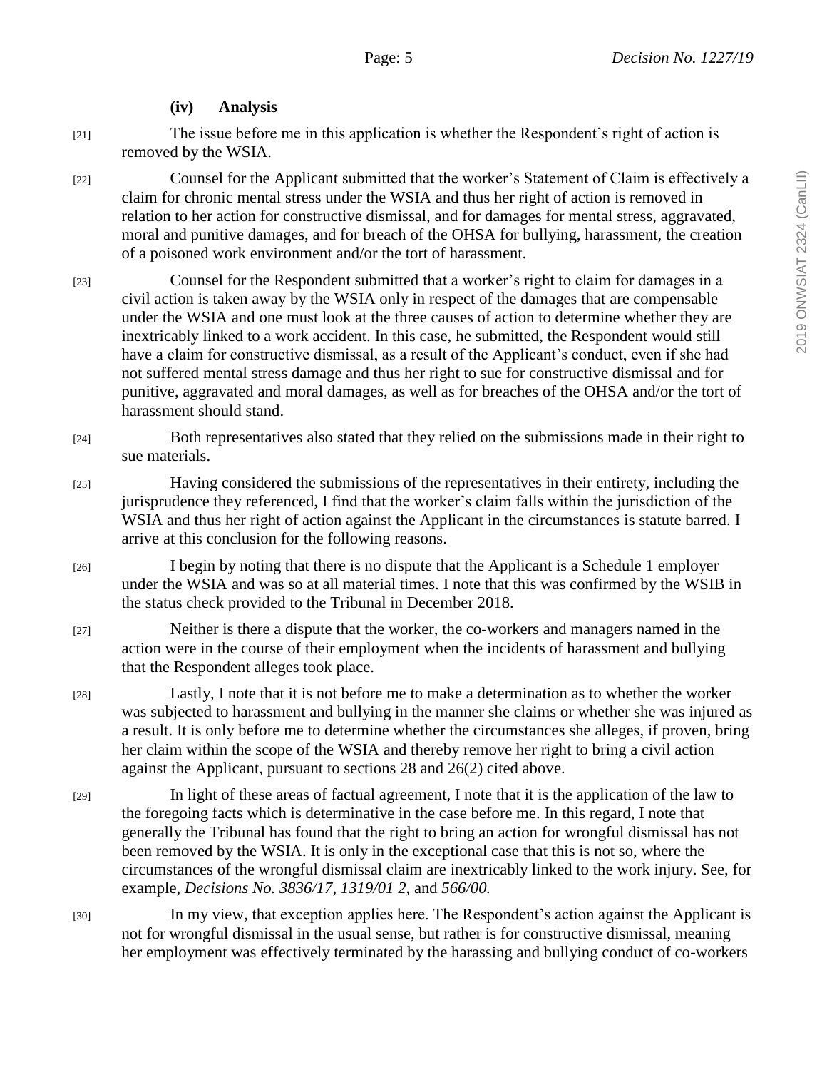### (iv) Analysis

[21] The issue before me in this application is whether the Respondent's right of action is removed by the WSIA.

[22] Counsel for the Applicant submitted that the worker's Statement of Claim is effectively a claim for chronic mental stress under the WSIA and thus her right of action is removed in relation to her action for constructive dismissal, and for damages for mental stress, aggravated, moral and punitive damages, and for breach of the OHSA for bullying, harassment, the creation of a poisoned work environment and/or the tort of harassment.

[23] Counsel for the Respondent submitted that a worker's right to claim for damages in a civil action is taken away by the WSIA only in respect of the damages that are compensable under the WSIA and one must look at the three causes of action to determine whether they are inextricably linked to a work accident. In this case, he submitted, the Respondent would still have a claim for constructive dismissal, as a result of the Applicant's conduct, even if she had not suffered mental stress damage and thus her right to sue for constructive dismissal and for punitive, aggravated and moral damages, as well as for breaches of the OHSA and/or the tort of harassment should stand.

[24] Both representatives also stated that they relied on the submissions made in their right to sue materials.

[25] Having considered the submissions of the representatives in their entirety, including the jurisprudence they referenced, I find that the worker's claim falls within the jurisdiction of the WSIA and thus her right of action against the Applicant in the circumstances is statute barred. I arrive at this conclusion for the following reasons.

[26] I begin by noting that there is no dispute that the Applicant is a Schedule 1 employer under the WSIA and was so at all material times. I note that this was confirmed by the WSIB in the status check provided to the Tribunal in December 2018.

[27] Neither is there a dispute that the worker, the co-workers and managers named in the action were in the course of their employment when the incidents of harassment and bullying that the Respondent alleges took place.

[28] Lastly, I note that it is not before me to make a determination as to whether the worker was subjected to harassment and bullying in the manner she claims or whether she was injured as a result. It is only before me to determine whether the circumstances she alleges, if proven, bring her claim within the scope of the WSIA and thereby remove her right to bring a civil action against the Applicant, pursuant to sections 28 and 26(2) cited above.

[29] In light of these areas of factual agreement, I note that it is the application of the law to the foregoing facts which is determinative in the case before me. In this regard, I note that generally the Tribunal has found that the right to bring an action for wrongful dismissal has not been removed by the WSIA. It is only in the exceptional case that this is not so, where the circumstances of the wrongful dismissal claim are inextricably linked to the work injury. See, for example, *Decisions No. 3836/17, 1319/01 2,* and *566/00.*

[30] In my view, that exception applies here. The Respondent's action against the Applicant is not for wrongful dismissal in the usual sense, but rather is for constructive dismissal, meaning her employment was effectively terminated by the harassing and bullying conduct of co-workers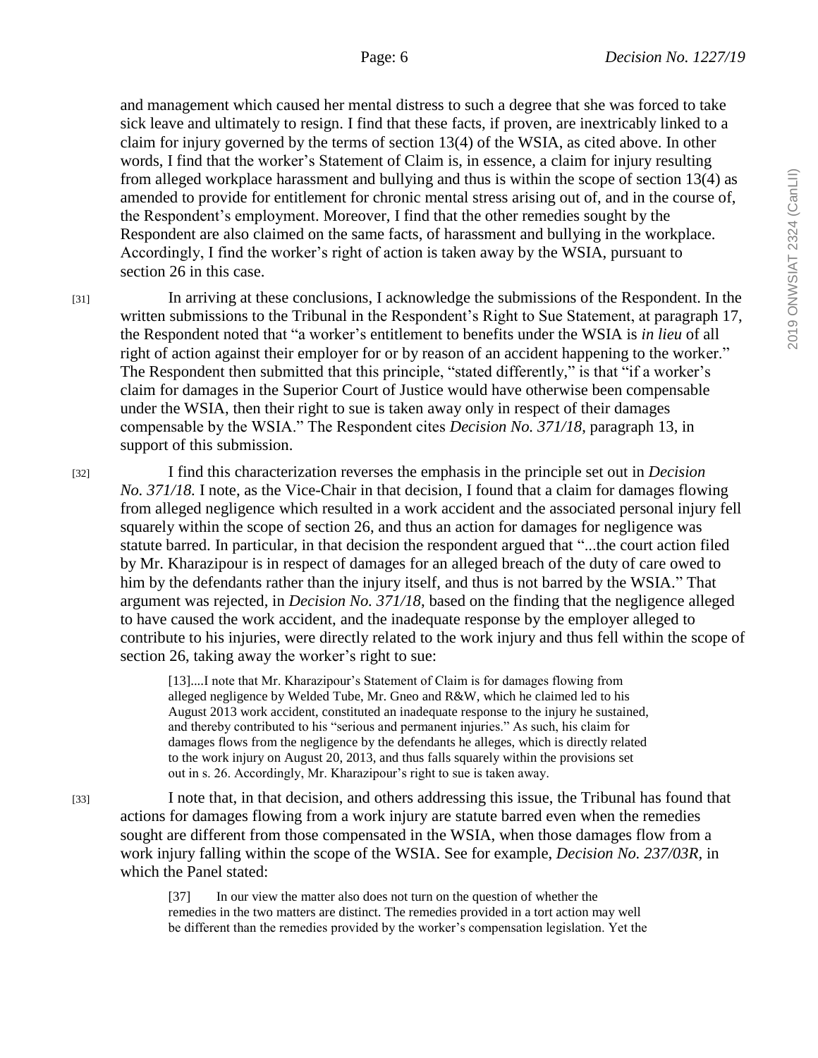and management which caused her mental distress to such a degree that she was forced to take sick leave and ultimately to resign. I find that these facts, if proven, are inextricably linked to a claim for injury governed by the terms of section 13(4) of the WSIA, as cited above. In other words, I find that the worker's Statement of Claim is, in essence, a claim for injury resulting from alleged workplace harassment and bullying and thus is within the scope of section 13(4) as amended to provide for entitlement for chronic mental stress arising out of, and in the course of, the Respondent's employment. Moreover, I find that the other remedies sought by the Respondent are also claimed on the same facts, of harassment and bullying in the workplace. Accordingly, I find the worker's right of action is taken away by the WSIA, pursuant to section 26 in this case.

[31] In arriving at these conclusions, I acknowledge the submissions of the Respondent. In the written submissions to the Tribunal in the Respondent's Right to Sue Statement, at paragraph 17, the Respondent noted that "a worker's entitlement to benefits under the WSIA is *in lieu* of all right of action against their employer for or by reason of an accident happening to the worker." The Respondent then submitted that this principle, "stated differently," is that "if a worker's claim for damages in the Superior Court of Justice would have otherwise been compensable under the WSIA, then their right to sue is taken away only in respect of their damages compensable by the WSIA." The Respondent cites *Decision No. 371/18*, paragraph 13, in support of this submission.

[32] I find this characterization reverses the emphasis in the principle set out in *Decision No. 371/18*. I note, as the Vice-Chair in that decision, I found that a claim for damages flowing from alleged negligence which resulted in a work accident and the associated personal injury fell squarely within the scope of section 26, and thus an action for damages for negligence was statute barred. In particular, in that decision the respondent argued that "...the court action filed by Mr. Kharazipour is in respect of damages for an alleged breach of the duty of care owed to him by the defendants rather than the injury itself, and thus is not barred by the WSIA." That argument was rejected, in *Decision No. 371/18*, based on the finding that the negligence alleged to have caused the work accident, and the inadequate response by the employer alleged to contribute to his injuries, were directly related to the work injury and thus fell within the scope of section 26, taking away the worker's right to sue:

> [13]....I note that Mr. Kharazipour's Statement of Claim is for damages flowing from alleged negligence by Welded Tube, Mr. Gneo and R&W, which he claimed led to his August 2013 work accident, constituted an inadequate response to the injury he sustained, and thereby contributed to his "serious and permanent injuries." As such, his claim for damages flows from the negligence by the defendants he alleges, which is directly related to the work injury on August 20, 2013, and thus falls squarely within the provisions set out in s. 26. Accordingly, Mr. Kharazipour's right to sue is taken away.

[33] I note that, in that decision, and others addressing this issue, the Tribunal has found that actions for damages flowing from a work injury are statute barred even when the remedies sought are different from those compensated in the WSIA, when those damages flow from a work injury falling within the scope of the WSIA. See for example, *Decision No. 237/03R*, in which the Panel stated:

> [37] In our view the matter also does not turn on the question of whether the remedies in the two matters are distinct. The remedies provided in a tort action may well be different than the remedies provided by the worker's compensation legislation. Yet the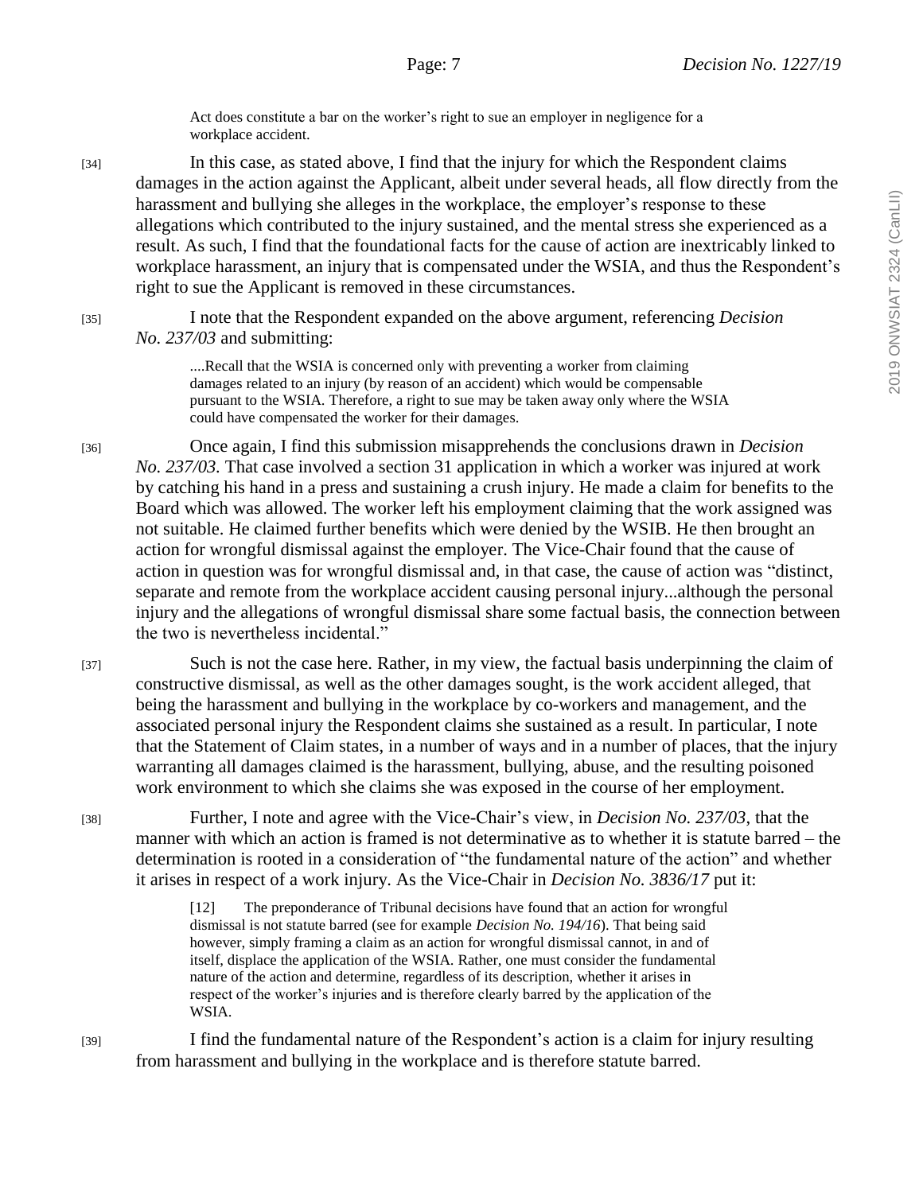Act does constitute a bar on the worker's right to sue an employer in negligence for a workplace accident.

[34] In this case, as stated above, I find that the injury for which the Respondent claims damages in the action against the Applicant, albeit under several heads, all flow directly from the harassment and bullying she alleges in the workplace, the employer's response to these allegations which contributed to the injury sustained, and the mental stress she experienced as a result. As such, I find that the foundational facts for the cause of action are inextricably linked to workplace harassment, an injury that is compensated under the WSIA, and thus the Respondent's right to sue the Applicant is removed in these circumstances.

[35] I note that the Respondent expanded on the above argument, referencing *Decision No. 237/03* and submitting:

> ....Recall that the WSIA is concerned only with preventing a worker from claiming damages related to an injury (by reason of an accident) which would be compensable pursuant to the WSIA. Therefore, a right to sue may be taken away only where the WSIA could have compensated the worker for their damages.

[36] Once again, I find this submission misapprehends the conclusions drawn in *Decision No. 237/03.* That case involved a section 31 application in which a worker was injured at work by catching his hand in a press and sustaining a crush injury. He made a claim for benefits to the Board which was allowed. The worker left his employment claiming that the work assigned was not suitable. He claimed further benefits which were denied by the WSIB. He then brought an action for wrongful dismissal against the employer. The Vice-Chair found that the cause of action in question was for wrongful dismissal and, in that case, the cause of action was "distinct, separate and remote from the workplace accident causing personal injury...although the personal injury and the allegations of wrongful dismissal share some factual basis, the connection between the two is nevertheless incidental."

[37] Such is not the case here. Rather, in my view, the factual basis underpinning the claim of constructive dismissal, as well as the other damages sought, is the work accident alleged, that being the harassment and bullying in the workplace by co-workers and management, and the associated personal injury the Respondent claims she sustained as a result. In particular, I note that the Statement of Claim states, in a number of ways and in a number of places, that the injury warranting all damages claimed is the harassment, bullying, abuse, and the resulting poisoned work environment to which she claims she was exposed in the course of her employment.

[38] Further, I note and agree with the Vice-Chair's view, in *Decision No. 237/03*, that the manner with which an action is framed is not determinative as to whether it is statute barred – the determination is rooted in a consideration of "the fundamental nature of the action" and whether it arises in respect of a work injury. As the Vice-Chair in *Decision No. 3836/17* put it:

> [12] The preponderance of Tribunal decisions have found that an action for wrongful dismissal is not statute barred (see for example *Decision No. 194/16*). That being said however, simply framing a claim as an action for wrongful dismissal cannot, in and of itself, displace the application of the WSIA. Rather, one must consider the fundamental nature of the action and determine, regardless of its description, whether it arises in respect of the worker's injuries and is therefore clearly barred by the application of the WSIA.

[39] I find the fundamental nature of the Respondent's action is a claim for injury resulting from harassment and bullying in the workplace and is therefore statute barred.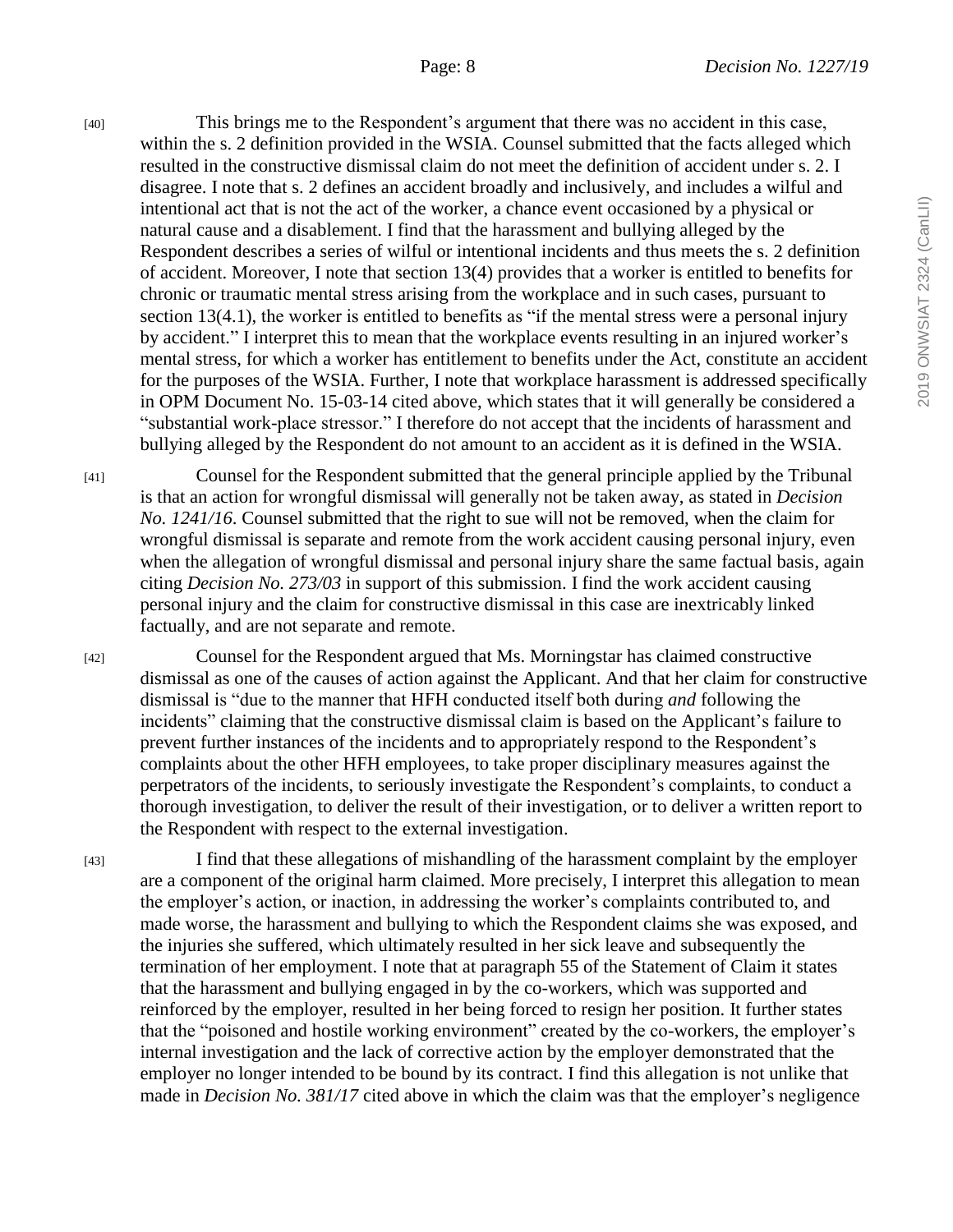[40] This brings me to the Respondent's argument that there was no accident in this case, within the s. 2 definition provided in the WSIA. Counsel submitted that the facts alleged which resulted in the constructive dismissal claim do not meet the definition of accident under s. 2. I disagree. I note that s. 2 defines an accident broadly and inclusively, and includes a wilful and intentional act that is not the act of the worker, a chance event occasioned by a physical or natural cause and a disablement. I find that the harassment and bullying alleged by the Respondent describes a series of wilful or intentional incidents and thus meets the s. 2 definition of accident. Moreover, I note that section 13(4) provides that a worker is entitled to benefits for chronic or traumatic mental stress arising from the workplace and in such cases, pursuant to section 13(4.1), the worker is entitled to benefits as "if the mental stress were a personal injury by accident." I interpret this to mean that the workplace events resulting in an injured worker's mental stress, for which a worker has entitlement to benefits under the Act, constitute an accident for the purposes of the WSIA. Further, I note that workplace harassment is addressed specifically in OPM Document No. 15-03-14 cited above, which states that it will generally be considered a "substantial work-place stressor." I therefore do not accept that the incidents of harassment and bullying alleged by the Respondent do not amount to an accident as it is defined in the WSIA.

[41] Counsel for the Respondent submitted that the general principle applied by the Tribunal is that an action for wrongful dismissal will generally not be taken away, as stated in *Decision No. 1241/16*. Counsel submitted that the right to sue will not be removed, when the claim for wrongful dismissal is separate and remote from the work accident causing personal injury, even when the allegation of wrongful dismissal and personal injury share the same factual basis, again citing *Decision No. 273/03* in support of this submission. I find the work accident causing personal injury and the claim for constructive dismissal in this case are inextricably linked factually, and are not separate and remote.

[42] Counsel for the Respondent argued that Ms. Morningstar has claimed constructive dismissal as one of the causes of action against the Applicant. And that her claim for constructive dismissal is "due to the manner that HFH conducted itself both during *and* following the incidents" claiming that the constructive dismissal claim is based on the Applicant's failure to prevent further instances of the incidents and to appropriately respond to the Respondent's complaints about the other HFH employees, to take proper disciplinary measures against the perpetrators of the incidents, to seriously investigate the Respondent's complaints, to conduct a thorough investigation, to deliver the result of their investigation, or to deliver a written report to the Respondent with respect to the external investigation.

[43] I find that these allegations of mishandling of the harassment complaint by the employer are a component of the original harm claimed. More precisely, I interpret this allegation to mean the employer's action, or inaction, in addressing the worker's complaints contributed to, and made worse, the harassment and bullying to which the Respondent claims she was exposed, and the injuries she suffered, which ultimately resulted in her sick leave and subsequently the termination of her employment. I note that at paragraph 55 of the Statement of Claim it states that the harassment and bullying engaged in by the co-workers, which was supported and reinforced by the employer, resulted in her being forced to resign her position. It further states that the "poisoned and hostile working environment" created by the co-workers, the employer's internal investigation and the lack of corrective action by the employer demonstrated that the employer no longer intended to be bound by its contract. I find this allegation is not unlike that made in *Decision No. 381/17* cited above in which the claim was that the employer's negligence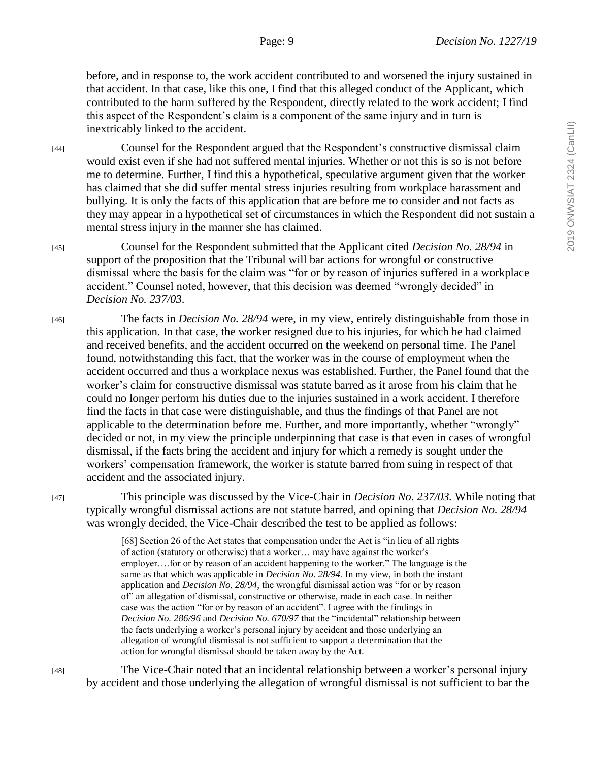before, and in response to, the work accident contributed to and worsened the injury sustained in that accident. In that case, like this one, I find that this alleged conduct of the Applicant, which contributed to the harm suffered by the Respondent, directly related to the work accident; I find this aspect of the Respondent's claim is a component of the same injury and in turn is inextricably linked to the accident.

[44] Counsel for the Respondent argued that the Respondent's constructive dismissal claim would exist even if she had not suffered mental injuries. Whether or not this is so is not before me to determine. Further, I find this a hypothetical, speculative argument given that the worker has claimed that she did suffer mental stress injuries resulting from workplace harassment and bullying. It is only the facts of this application that are before me to consider and not facts as they may appear in a hypothetical set of circumstances in which the Respondent did not sustain a mental stress injury in the manner she has claimed.

[45] Counsel for the Respondent submitted that the Applicant cited *Decision No. 28/94* in support of the proposition that the Tribunal will bar actions for wrongful or constructive dismissal where the basis for the claim was "for or by reason of injuries suffered in a workplace accident." Counsel noted, however, that this decision was deemed "wrongly decided" in *Decision No. 237/03*.

[46] The facts in *Decision No. 28/94* were, in my view, entirely distinguishable from those in this application. In that case, the worker resigned due to his injuries, for which he had claimed and received benefits, and the accident occurred on the weekend on personal time. The Panel found, notwithstanding this fact, that the worker was in the course of employment when the accident occurred and thus a workplace nexus was established. Further, the Panel found that the worker's claim for constructive dismissal was statute barred as it arose from his claim that he could no longer perform his duties due to the injuries sustained in a work accident. I therefore find the facts in that case were distinguishable, and thus the findings of that Panel are not applicable to the determination before me. Further, and more importantly, whether "wrongly" decided or not, in my view the principle underpinning that case is that even in cases of wrongful dismissal, if the facts bring the accident and injury for which a remedy is sought under the workers' compensation framework, the worker is statute barred from suing in respect of that accident and the associated injury.

[47] This principle was discussed by the Vice-Chair in *Decision No. 237/03.* While noting that typically wrongful dismissal actions are not statute barred, and opining that *Decision No. 28/94* was wrongly decided, the Vice-Chair described the test to be applied as follows:

> [68] Section 26 of the Act states that compensation under the Act is "in lieu of all rights of action (statutory or otherwise) that a worker… may have against the worker's employer….for or by reason of an accident happening to the worker." The language is the same as that which was applicable in *Decision No. 28/94.* In my view, in both the instant application and *Decision No. 28/94,* the wrongful dismissal action was "for or by reason of" an allegation of dismissal, constructive or otherwise, made in each case. In neither case was the action "for or by reason of an accident". I agree with the findings in *Decision No. 286/96* and *Decision No. 670/97* that the "incidental" relationship between the facts underlying a worker's personal injury by accident and those underlying an allegation of wrongful dismissal is not sufficient to support a determination that the action for wrongful dismissal should be taken away by the Act.

[48] The Vice-Chair noted that an incidental relationship between a worker's personal injury by accident and those underlying the allegation of wrongful dismissal is not sufficient to bar the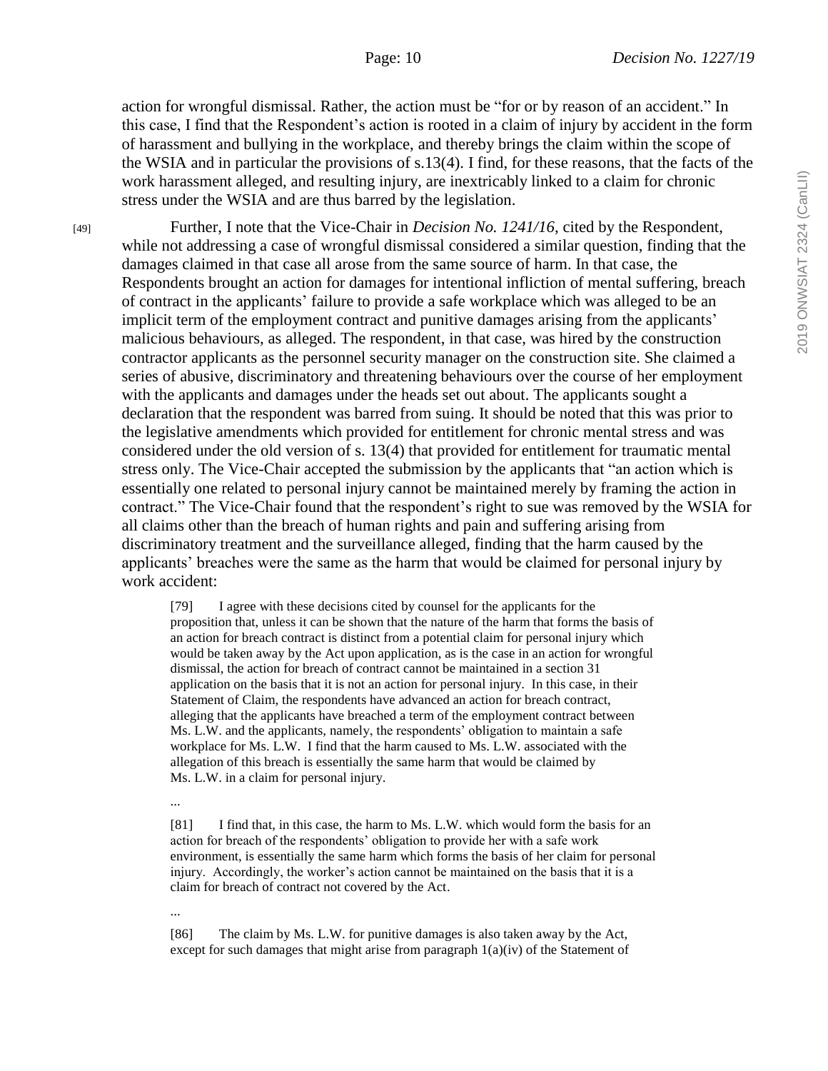action for wrongful dismissal. Rather, the action must be "for or by reason of an accident." In this case, I find that the Respondent's action is rooted in a claim of injury by accident in the form of harassment and bullying in the workplace, and thereby brings the claim within the scope of the WSIA and in particular the provisions of s.13(4). I find, for these reasons, that the facts of the work harassment alleged, and resulting injury, are inextricably linked to a claim for chronic stress under the WSIA and are thus barred by the legislation.

[49] Further, I note that the Vice-Chair in *Decision No. 1241/16*, cited by the Respondent, while not addressing a case of wrongful dismissal considered a similar question, finding that the damages claimed in that case all arose from the same source of harm. In that case, the Respondents brought an action for damages for intentional infliction of mental suffering, breach of contract in the applicants' failure to provide a safe workplace which was alleged to be an implicit term of the employment contract and punitive damages arising from the applicants' malicious behaviours, as alleged. The respondent, in that case, was hired by the construction contractor applicants as the personnel security manager on the construction site. She claimed a series of abusive, discriminatory and threatening behaviours over the course of her employment with the applicants and damages under the heads set out about. The applicants sought a declaration that the respondent was barred from suing. It should be noted that this was prior to the legislative amendments which provided for entitlement for chronic mental stress and was considered under the old version of s. 13(4) that provided for entitlement for traumatic mental stress only. The Vice-Chair accepted the submission by the applicants that "an action which is essentially one related to personal injury cannot be maintained merely by framing the action in contract." The Vice-Chair found that the respondent's right to sue was removed by the WSIA for all claims other than the breach of human rights and pain and suffering arising from discriminatory treatment and the surveillance alleged, finding that the harm caused by the applicants' breaches were the same as the harm that would be claimed for personal injury by work accident:

> [79] I agree with these decisions cited by counsel for the applicants for the proposition that, unless it can be shown that the nature of the harm that forms the basis of an action for breach contract is distinct from a potential claim for personal injury which would be taken away by the Act upon application, as is the case in an action for wrongful dismissal, the action for breach of contract cannot be maintained in a section 31 application on the basis that it is not an action for personal injury. In this case, in their Statement of Claim, the respondents have advanced an action for breach contract, alleging that the applicants have breached a term of the employment contract between Ms. L.W. and the applicants, namely, the respondents' obligation to maintain a safe workplace for Ms. L.W. I find that the harm caused to Ms. L.W. associated with the allegation of this breach is essentially the same harm that would be claimed by Ms. L.W. in a claim for personal injury.
>
> ...
>
> [81] I find that, in this case, the harm to Ms. L.W. which would form the basis for an action for breach of the respondents' obligation to provide her with a safe work environment, is essentially the same harm which forms the basis of her claim for personal injury. Accordingly, the worker's action cannot be maintained on the basis that it is a claim for breach of contract not covered by the Act.
>
> ...
>
> [86] The claim by Ms. L.W. for punitive damages is also taken away by the Act, except for such damages that might arise from paragraph 1(a)(iv) of the Statement of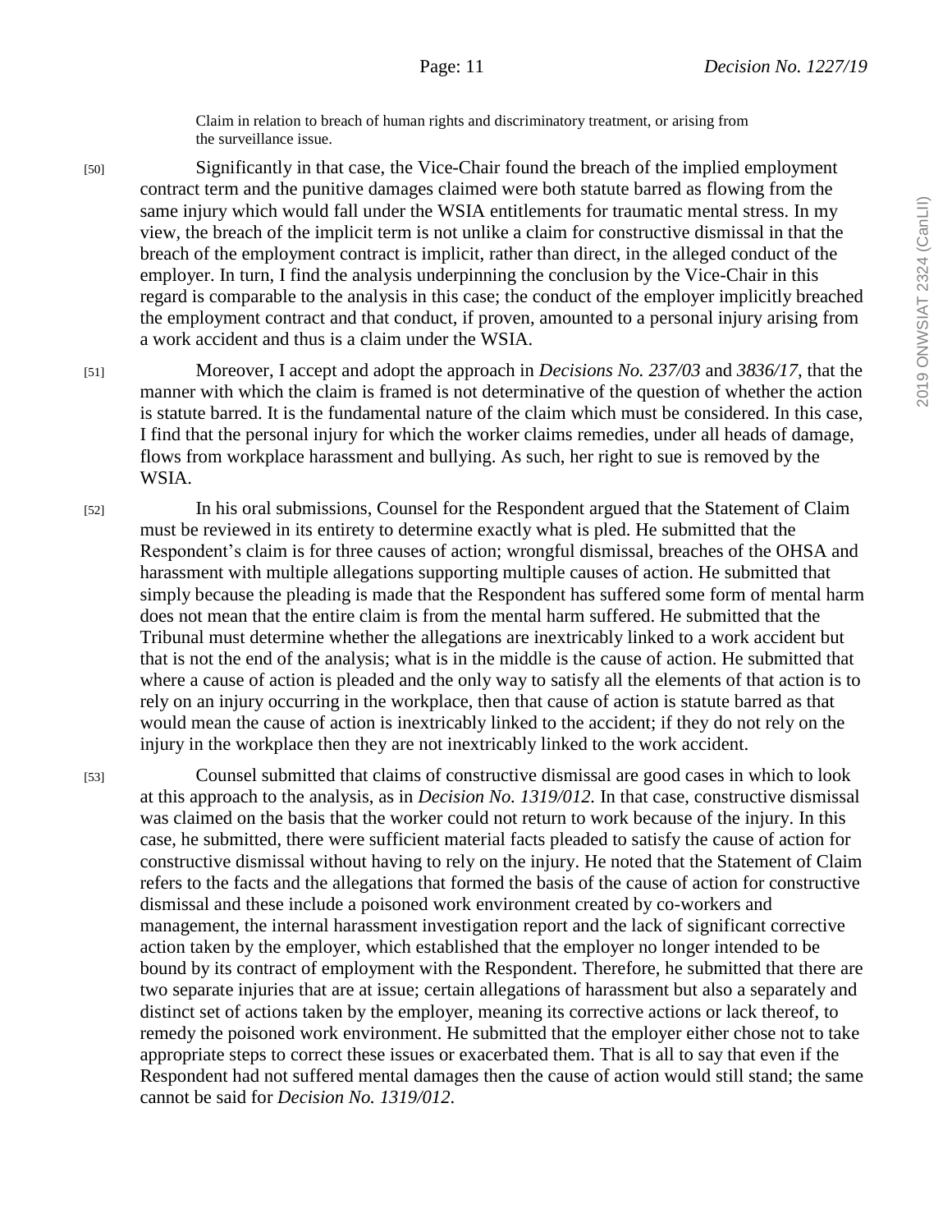Claim in relation to breach of human rights and discriminatory treatment, or arising from the surveillance issue.

[50] Significantly in that case, the Vice-Chair found the breach of the implied employment contract term and the punitive damages claimed were both statute barred as flowing from the same injury which would fall under the WSIA entitlements for traumatic mental stress. In my view, the breach of the implicit term is not unlike a claim for constructive dismissal in that the breach of the employment contract is implicit, rather than direct, in the alleged conduct of the employer. In turn, I find the analysis underpinning the conclusion by the Vice-Chair in this regard is comparable to the analysis in this case; the conduct of the employer implicitly breached the employment contract and that conduct, if proven, amounted to a personal injury arising from a work accident and thus is a claim under the WSIA.

[51] Moreover, I accept and adopt the approach in *Decisions No. 237/03* and *3836/17*, that the manner with which the claim is framed is not determinative of the question of whether the action is statute barred. It is the fundamental nature of the claim which must be considered. In this case, I find that the personal injury for which the worker claims remedies, under all heads of damage, flows from workplace harassment and bullying. As such, her right to sue is removed by the WSIA.

[52] In his oral submissions, Counsel for the Respondent argued that the Statement of Claim must be reviewed in its entirety to determine exactly what is pled. He submitted that the Respondent's claim is for three causes of action; wrongful dismissal, breaches of the OHSA and harassment with multiple allegations supporting multiple causes of action. He submitted that simply because the pleading is made that the Respondent has suffered some form of mental harm does not mean that the entire claim is from the mental harm suffered. He submitted that the Tribunal must determine whether the allegations are inextricably linked to a work accident but that is not the end of the analysis; what is in the middle is the cause of action. He submitted that where a cause of action is pleaded and the only way to satisfy all the elements of that action is to rely on an injury occurring in the workplace, then that cause of action is statute barred as that would mean the cause of action is inextricably linked to the accident; if they do not rely on the injury in the workplace then they are not inextricably linked to the work accident.

[53] Counsel submitted that claims of constructive dismissal are good cases in which to look at this approach to the analysis, as in *Decision No. 1319/012*. In that case, constructive dismissal was claimed on the basis that the worker could not return to work because of the injury. In this case, he submitted, there were sufficient material facts pleaded to satisfy the cause of action for constructive dismissal without having to rely on the injury. He noted that the Statement of Claim refers to the facts and the allegations that formed the basis of the cause of action for constructive dismissal and these include a poisoned work environment created by co-workers and management, the internal harassment investigation report and the lack of significant corrective action taken by the employer, which established that the employer no longer intended to be bound by its contract of employment with the Respondent. Therefore, he submitted that there are two separate injuries that are at issue; certain allegations of harassment but also a separately and distinct set of actions taken by the employer, meaning its corrective actions or lack thereof, to remedy the poisoned work environment. He submitted that the employer either chose not to take appropriate steps to correct these issues or exacerbated them. That is all to say that even if the Respondent had not suffered mental damages then the cause of action would still stand; the same cannot be said for *Decision No. 1319/012*.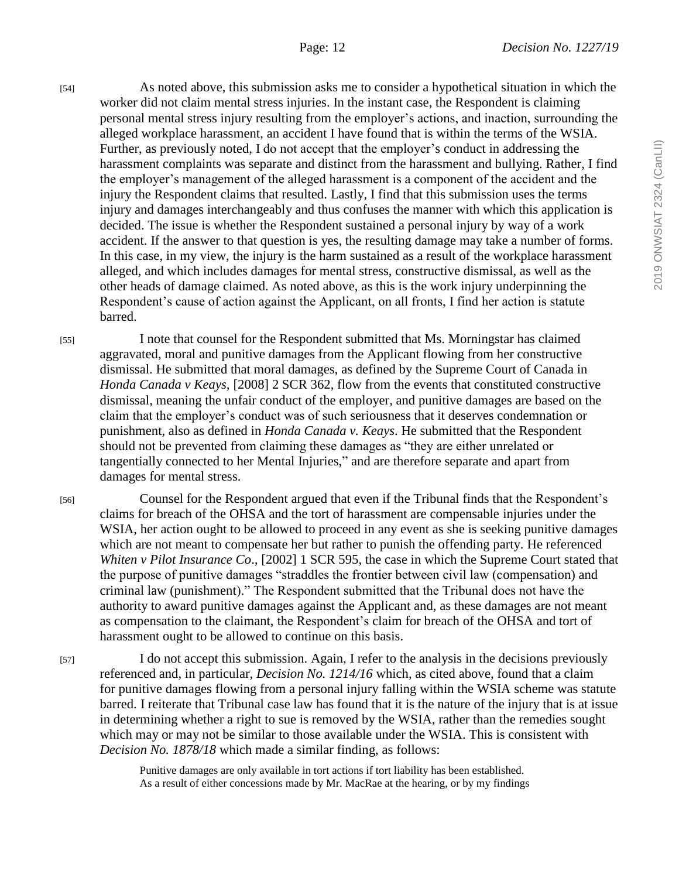[54] As noted above, this submission asks me to consider a hypothetical situation in which the worker did not claim mental stress injuries. In the instant case, the Respondent is claiming personal mental stress injury resulting from the employer's actions, and inaction, surrounding the alleged workplace harassment, an accident I have found that is within the terms of the WSIA. Further, as previously noted, I do not accept that the employer's conduct in addressing the harassment complaints was separate and distinct from the harassment and bullying. Rather, I find the employer's management of the alleged harassment is a component of the accident and the injury the Respondent claims that resulted. Lastly, I find that this submission uses the terms injury and damages interchangeably and thus confuses the manner with which this application is decided. The issue is whether the Respondent sustained a personal injury by way of a work accident. If the answer to that question is yes, the resulting damage may take a number of forms. In this case, in my view, the injury is the harm sustained as a result of the workplace harassment alleged, and which includes damages for mental stress, constructive dismissal, as well as the other heads of damage claimed. As noted above, as this is the work injury underpinning the Respondent's cause of action against the Applicant, on all fronts, I find her action is statute barred.

[55] I note that counsel for the Respondent submitted that Ms. Morningstar has claimed aggravated, moral and punitive damages from the Applicant flowing from her constructive dismissal. He submitted that moral damages, as defined by the Supreme Court of Canada in *Honda Canada v Keays*, [2008] 2 SCR 362, flow from the events that constituted constructive dismissal, meaning the unfair conduct of the employer, and punitive damages are based on the claim that the employer's conduct was of such seriousness that it deserves condemnation or punishment, also as defined in *Honda Canada v. Keays*. He submitted that the Respondent should not be prevented from claiming these damages as "they are either unrelated or tangentially connected to her Mental Injuries," and are therefore separate and apart from damages for mental stress.

[56] Counsel for the Respondent argued that even if the Tribunal finds that the Respondent's claims for breach of the OHSA and the tort of harassment are compensable injuries under the WSIA, her action ought to be allowed to proceed in any event as she is seeking punitive damages which are not meant to compensate her but rather to punish the offending party. He referenced *Whiten v Pilot Insurance Co*., [2002] 1 SCR 595, the case in which the Supreme Court stated that the purpose of punitive damages "straddles the frontier between civil law (compensation) and criminal law (punishment)." The Respondent submitted that the Tribunal does not have the authority to award punitive damages against the Applicant and, as these damages are not meant as compensation to the claimant, the Respondent's claim for breach of the OHSA and tort of harassment ought to be allowed to continue on this basis.

[57] I do not accept this submission. Again, I refer to the analysis in the decisions previously referenced and, in particular, *Decision No. 1214/16* which, as cited above, found that a claim for punitive damages flowing from a personal injury falling within the WSIA scheme was statute barred. I reiterate that Tribunal case law has found that it is the nature of the injury that is at issue in determining whether a right to sue is removed by the WSIA, rather than the remedies sought which may or may not be similar to those available under the WSIA. This is consistent with *Decision No. 1878/18* which made a similar finding, as follows:

> Punitive damages are only available in tort actions if tort liability has been established. As a result of either concessions made by Mr. MacRae at the hearing, or by my findings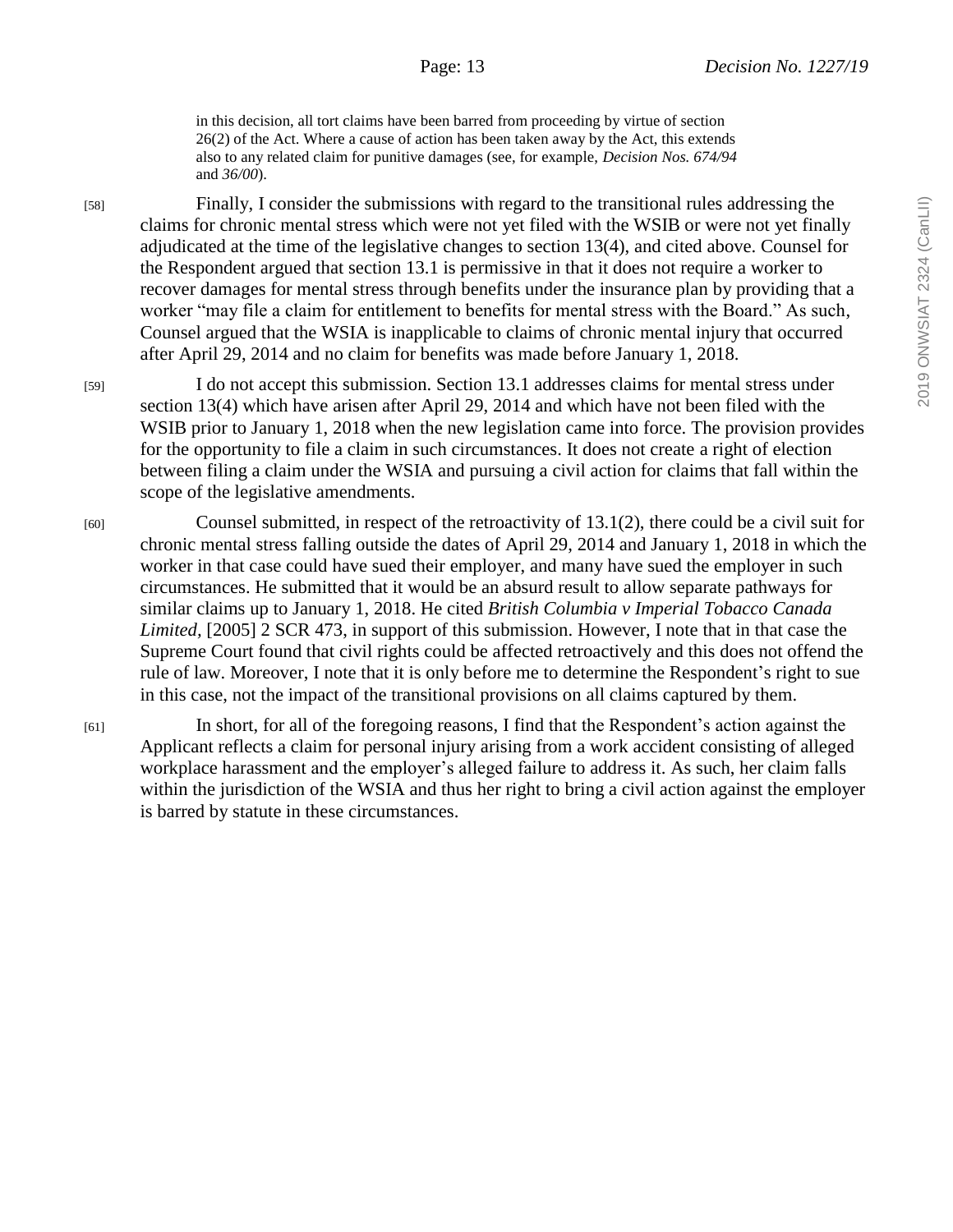in this decision, all tort claims have been barred from proceeding by virtue of section 26(2) of the Act. Where a cause of action has been taken away by the Act, this extends also to any related claim for punitive damages (see, for example, *Decision Nos. 674/94* and *36/00*).

[58] Finally, I consider the submissions with regard to the transitional rules addressing the claims for chronic mental stress which were not yet filed with the WSIB or were not yet finally adjudicated at the time of the legislative changes to section 13(4), and cited above. Counsel for the Respondent argued that section 13.1 is permissive in that it does not require a worker to recover damages for mental stress through benefits under the insurance plan by providing that a worker "may file a claim for entitlement to benefits for mental stress with the Board." As such, Counsel argued that the WSIA is inapplicable to claims of chronic mental injury that occurred after April 29, 2014 and no claim for benefits was made before January 1, 2018.

[59] I do not accept this submission. Section 13.1 addresses claims for mental stress under section 13(4) which have arisen after April 29, 2014 and which have not been filed with the WSIB prior to January 1, 2018 when the new legislation came into force. The provision provides for the opportunity to file a claim in such circumstances. It does not create a right of election between filing a claim under the WSIA and pursuing a civil action for claims that fall within the scope of the legislative amendments.

[60] Counsel submitted, in respect of the retroactivity of 13.1(2), there could be a civil suit for chronic mental stress falling outside the dates of April 29, 2014 and January 1, 2018 in which the worker in that case could have sued their employer, and many have sued the employer in such circumstances. He submitted that it would be an absurd result to allow separate pathways for similar claims up to January 1, 2018. He cited *British Columbia v Imperial Tobacco Canada Limited*, [2005] 2 SCR 473, in support of this submission. However, I note that in that case the Supreme Court found that civil rights could be affected retroactively and this does not offend the rule of law. Moreover, I note that it is only before me to determine the Respondent's right to sue in this case, not the impact of the transitional provisions on all claims captured by them.

[61] In short, for all of the foregoing reasons, I find that the Respondent's action against the Applicant reflects a claim for personal injury arising from a work accident consisting of alleged workplace harassment and the employer's alleged failure to address it. As such, her claim falls within the jurisdiction of the WSIA and thus her right to bring a civil action against the employer is barred by statute in these circumstances.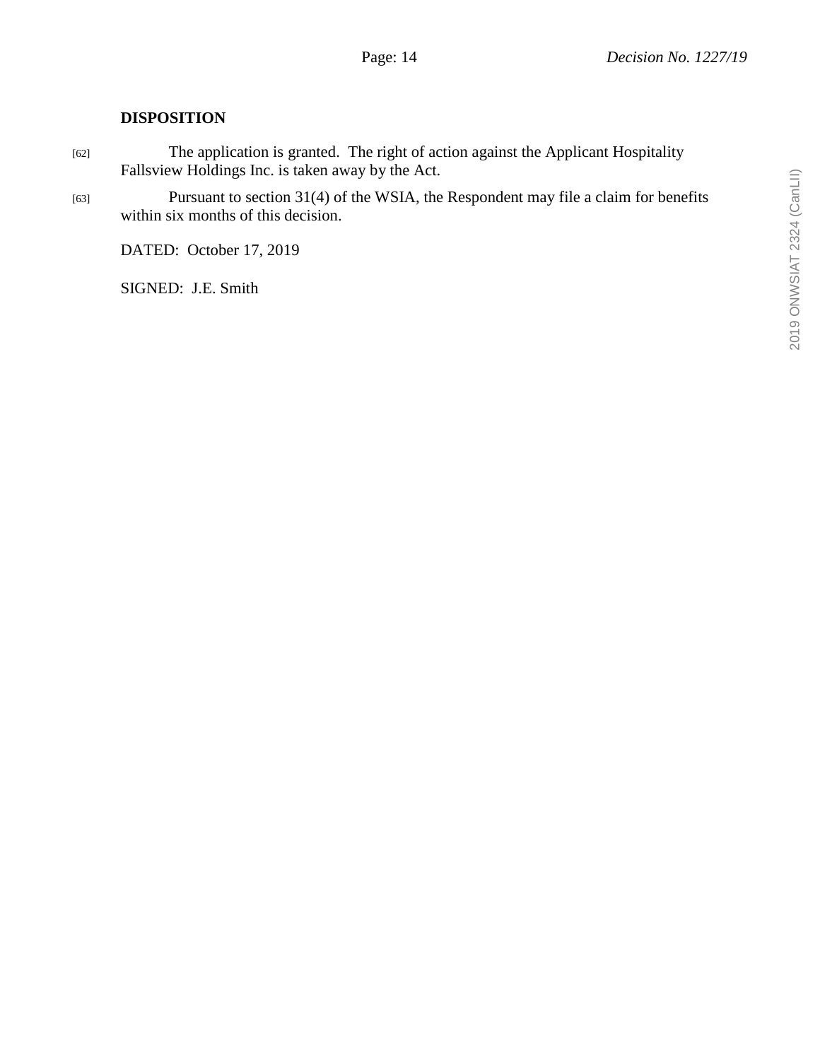**DISPOSITION**

[62] The application is granted. The right of action against the Applicant Hospitality Fallsview Holdings Inc. is taken away by the Act.

[63] Pursuant to section 31(4) of the WSIA, the Respondent may file a claim for benefits within six months of this decision.

DATED: October 17, 2019

SIGNED: J.E. Smith